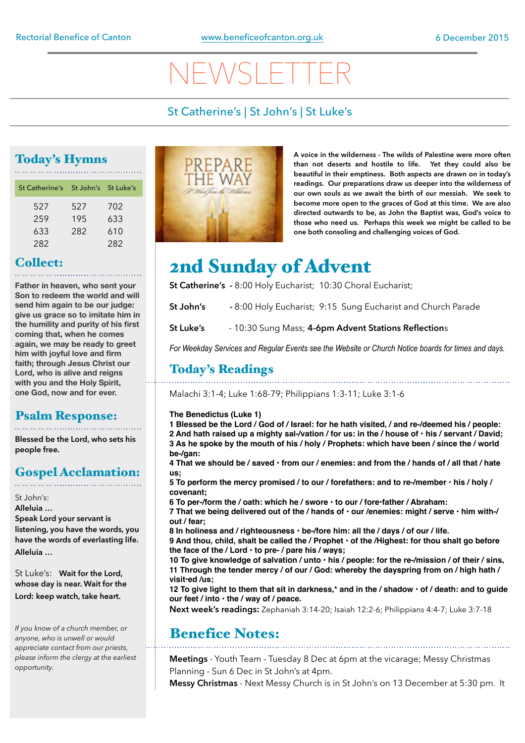Rectorial Benefice of Canton www.beneficeofcanton.org.uk 6 December 2015

# NEWSLETTER

St Catherine's | St John's | St Luke's

## Today's Hymns

| St Catherine's | St John's | St Luke's |
|---|---|---|
| 527 | 527 | 702 |
| 259 | 195 | 633 |
| 633 | 282 | 610 |
| 282 | | 282 |

## Collect:

**Father in heaven, who sent your Son to redeem the world and will send him again to be our judge: give us grace so to imitate him in the humility and purity of his first coming that, when he comes again, we may be ready to greet him with joyful love and firm faith; through Jesus Christ our Lord, who is alive and reigns with you and the Holy Spirit, one God, now and for ever.**

## Psalm Response:

**Blessed be the Lord, who sets his people free.**

## Gospel Acclamation:

St John's:
**Alleluia …**
**Speak Lord your servant is listening, you have the words, you have the words of everlasting life.**
**Alleluia …**

St Luke's: **Wait for the Lord, whose day is near. Wait for the Lord: keep watch, take heart.**

*If you know of a church member, or anyone, who is unwell or would appreciate contact from our priests, please inform the clergy at the earliest opportunity.*

**A voice in the wilderness - The wilds of Palestine were more often than not deserts and hostile to life. Yet they could also be beautiful in their emptiness. Both aspects are drawn on in today's readings. Our preparations draw us deeper into the wilderness of our own souls as we await the birth of our messiah. We seek to become more open to the graces of God at this time. We are also directed outwards to be, as John the Baptist was, God's voice to those who need us. Perhaps this week we might be called to be one both consoling and challenging voices of God.**

# 2nd Sunday of Advent

**St Catherine's** - 8:00 Holy Eucharist; 10:30 Choral Eucharist;

**St John's** - 8:00 Holy Eucharist; 9:15 Sung Eucharist and Church Parade

**St Luke's** - 10:30 Sung Mass; **4-6pm Advent Stations Reflections**

*For Weekday Services and Regular Events see the Website or Church Notice boards for times and days.*

## Today's Readings

Malachi 3:1-4; Luke 1:68-79; Philippians 1:3-11; Luke 3:1-6

**The Benedictus (Luke 1)**
**1 Blessed be the Lord / God of / Israel: for he hath visited, / and re-/deemed his / people:**
**2 And hath raised up a mighty sal-/vation / for us: in the / house of • his / servant / David;**
**3 As he spoke by the mouth of his / holy / Prophets: which have been / since the / world be-/gan:**
**4 That we should be / saved • from our / enemies: and from the / hands of / all that / hate us;**
**5 To perform the mercy promised / to our / forefathers: and to re-/member • his / holy / covenant;**
**6 To per-/form the / oath: which he / swore • to our / fore•father / Abraham:**
**7 That we being delivered out of the / hands of • our /enemies: might / serve • him with-/ out / fear;**
**8 In holiness and / righteousness • be-/fore him: all the / days / of our / life.**
**9 And thou, child, shalt be called the / Prophet • of the /Highest: for thou shalt go before the face of the / Lord • to pre- / pare his / ways;**
**10 To give knowledge of salvation / unto • his / people: for the re-/mission / of their / sins,**
**11 Through the tender mercy / of our / God: whereby the dayspring from on / high hath / visit•ed /us;**
**12 To give light to them that sit in darkness,* and in the / shadow • of / death: and to guide our feet / into • the / way of / peace.**

**Next week's readings:** Zephaniah 3:14-20; Isaiah 12:2-6; Philippians 4:4-7; Luke 3:7-18

## Benefice Notes:

**Meetings** - Youth Team - Tuesday 8 Dec at 6pm at the vicarage; Messy Christmas Planning - Sun 6 Dec in St John's at 4pm.

**Messy Christmas** - Next Messy Church is in St John's on 13 December at 5:30 pm. It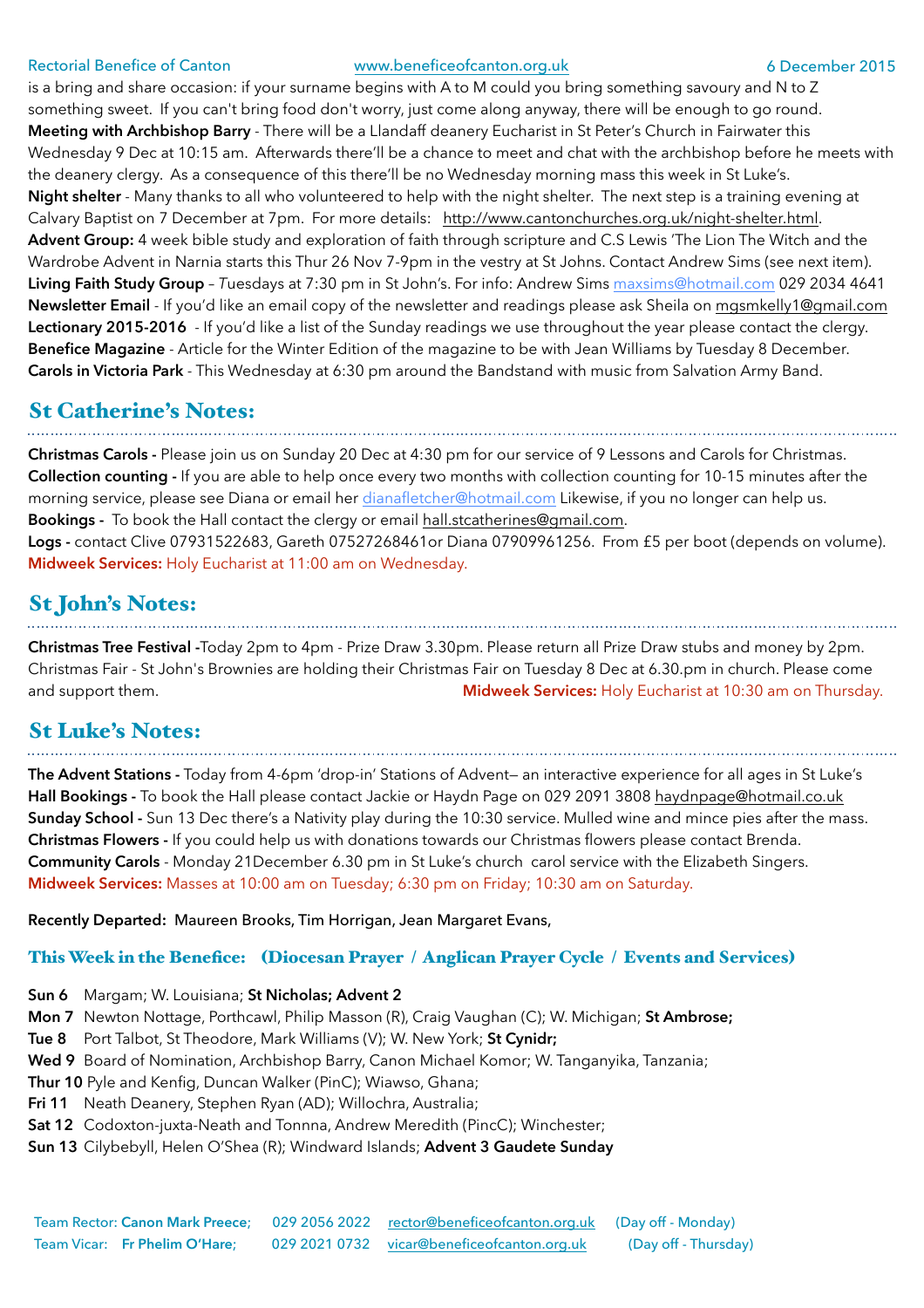is a bring and share occasion: if your surname begins with A to M could you bring something savoury and N to Z something sweet. If you can't bring food don't worry, just come along anyway, there will be enough to go round.

**Meeting with Archbishop Barry** - There will be a Llandaff deanery Eucharist in St Peter's Church in Fairwater this Wednesday 9 Dec at 10:15 am. Afterwards there'll be a chance to meet and chat with the archbishop before he meets with the deanery clergy. As a consequence of this there'll be no Wednesday morning mass this week in St Luke's.

**Night shelter** - Many thanks to all who volunteered to help with the night shelter. The next step is a training evening at Calvary Baptist on 7 December at 7pm. For more details: http://www.cantonchurches.org.uk/night-shelter.html.

**Advent Group:** 4 week bible study and exploration of faith through scripture and C.S Lewis 'The Lion The Witch and the Wardrobe Advent in Narnia starts this Thur 26 Nov 7-9pm in the vestry at St Johns. Contact Andrew Sims (see next item).

**Living Faith Study Group** – Tuesdays at 7:30 pm in St John's. For info: Andrew Sims maxsims@hotmail.com 029 2034 4641

**Newsletter Email** - If you'd like an email copy of the newsletter and readings please ask Sheila on mgsmkelly1@gmail.com

**Lectionary 2015-2016** - If you'd like a list of the Sunday readings we use throughout the year please contact the clergy.

**Benefice Magazine** - Article for the Winter Edition of the magazine to be with Jean Williams by Tuesday 8 December.

**Carols in Victoria Park** - This Wednesday at 6:30 pm around the Bandstand with music from Salvation Army Band.

## St Catherine's Notes:

**Christmas Carols -** Please join us on Sunday 20 Dec at 4:30 pm for our service of 9 Lessons and Carols for Christmas.

**Collection counting -** If you are able to help once every two months with collection counting for 10-15 minutes after the morning service, please see Diana or email her dianafletcher@hotmail.com Likewise, if you no longer can help us.

**Bookings -** To book the Hall contact the clergy or email hall.stcatherines@gmail.com.

**Logs -** contact Clive 07931522683, Gareth 07527268461or Diana 07909961256. From £5 per boot (depends on volume).

**Midweek Services:** Holy Eucharist at 11:00 am on Wednesday.

## St John's Notes:

**Christmas Tree Festival -**Today 2pm to 4pm - Prize Draw 3.30pm. Please return all Prize Draw stubs and money by 2pm. Christmas Fair - St John's Brownies are holding their Christmas Fair on Tuesday 8 Dec at 6.30.pm in church. Please come and support them.

**Midweek Services:** Holy Eucharist at 10:30 am on Thursday.

## St Luke's Notes:

**The Advent Stations -** Today from 4-6pm 'drop-in' Stations of Advent— an interactive experience for all ages in St Luke's

**Hall Bookings -** To book the Hall please contact Jackie or Haydn Page on 029 2091 3808 haydnpage@hotmail.co.uk

**Sunday School -** Sun 13 Dec there's a Nativity play during the 10:30 service. Mulled wine and mince pies after the mass.

**Christmas Flowers -** If you could help us with donations towards our Christmas flowers please contact Brenda.

**Community Carols** - Monday 21December 6.30 pm in St Luke's church carol service with the Elizabeth Singers.

**Midweek Services:** Masses at 10:00 am on Tuesday; 6:30 pm on Friday; 10:30 am on Saturday.

**Recently Departed:** Maureen Brooks, Tim Horrigan, Jean Margaret Evans,

### This Week in the Benefice: (Diocesan Prayer / Anglican Prayer Cycle / Events and Services)

**Sun 6** Margam; W. Louisiana; **St Nicholas; Advent 2**
**Mon 7** Newton Nottage, Porthcawl, Philip Masson (R), Craig Vaughan (C); W. Michigan; **St Ambrose;**
**Tue 8** Port Talbot, St Theodore, Mark Williams (V); W. New York; **St Cynidr;**
**Wed 9** Board of Nomination, Archbishop Barry, Canon Michael Komor; W. Tanganyika, Tanzania;
**Thur 10** Pyle and Kenfig, Duncan Walker (PinC); Wiawso, Ghana;
**Fri 11** Neath Deanery, Stephen Ryan (AD); Willochra, Australia;
**Sat 12** Codoxton-juxta-Neath and Tonnna, Andrew Meredith (PincC); Winchester;
**Sun 13** Cilybebyll, Helen O'Shea (R); Windward Islands; **Advent 3 Gaudete Sunday**

Team Rector: **Canon Mark Preece;** 029 2056 2022 rector@beneficeofcanton.org.uk (Day off - Monday)
Team Vicar: **Fr Phelim O'Hare;** 029 2021 0732 vicar@beneficeofcanton.org.uk (Day off - Thursday)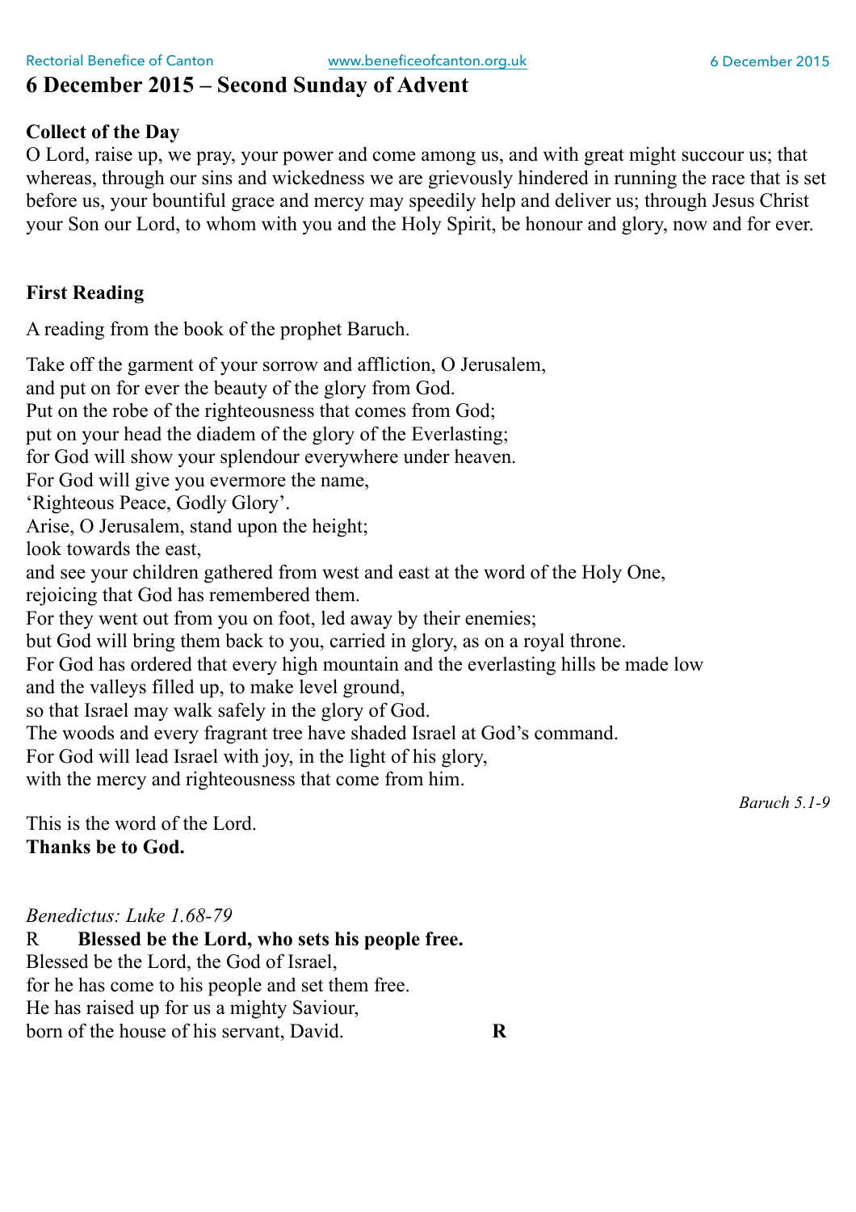# 6 December 2015 – Second Sunday of Advent

**Collect of the Day**
O Lord, raise up, we pray, your power and come among us, and with great might succour us; that whereas, through our sins and wickedness we are grievously hindered in running the race that is set before us, your bountiful grace and mercy may speedily help and deliver us; through Jesus Christ your Son our Lord, to whom with you and the Holy Spirit, be honour and glory, now and for ever.

**First Reading**

A reading from the book of the prophet Baruch.

Take off the garment of your sorrow and affliction, O Jerusalem,
and put on for ever the beauty of the glory from God.
Put on the robe of the righteousness that comes from God;
put on your head the diadem of the glory of the Everlasting;
for God will show your splendour everywhere under heaven.
For God will give you evermore the name,
'Righteous Peace, Godly Glory'.
Arise, O Jerusalem, stand upon the height;
look towards the east,
and see your children gathered from west and east at the word of the Holy One,
rejoicing that God has remembered them.
For they went out from you on foot, led away by their enemies;
but God will bring them back to you, carried in glory, as on a royal throne.
For God has ordered that every high mountain and the everlasting hills be made low
and the valleys filled up, to make level ground,
so that Israel may walk safely in the glory of God.
The woods and every fragrant tree have shaded Israel at God's command.
For God will lead Israel with joy, in the light of his glory,
with the mercy and righteousness that come from him.

*Baruch 5.1-9*

This is the word of the Lord.
**Thanks be to God.**

*Benedictus: Luke 1.68-79*
R **Blessed be the Lord, who sets his people free.**
Blessed be the Lord, the God of Israel,
for he has come to his people and set them free.
He has raised up for us a mighty Saviour,
born of the house of his servant, David. **R**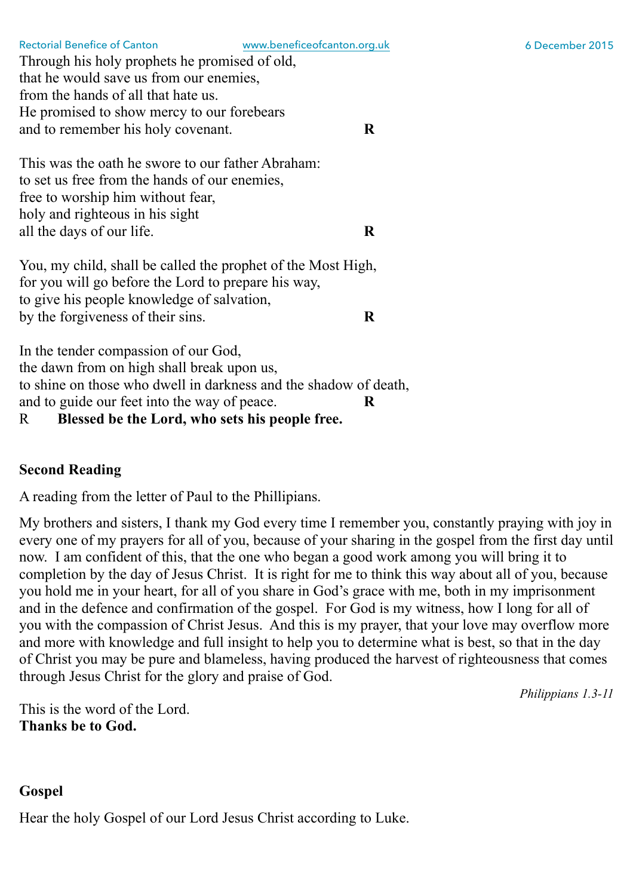Through his holy prophets he promised of old,  
that he would save us from our enemies,  
from the hands of all that hate us.  
He promised to show mercy to our forebears  
and to remember his holy covenant. **R**

This was the oath he swore to our father Abraham:  
to set us free from the hands of our enemies,  
free to worship him without fear,  
holy and righteous in his sight  
all the days of our life. **R**

You, my child, shall be called the prophet of the Most High,  
for you will go before the Lord to prepare his way,  
to give his people knowledge of salvation,  
by the forgiveness of their sins. **R**

In the tender compassion of our God,  
the dawn from on high shall break upon us,  
to shine on those who dwell in darkness and the shadow of death,  
and to guide our feet into the way of peace. **R**  
R **Blessed be the Lord, who sets his people free.**

**Second Reading**

A reading from the letter of Paul to the Phillipians.

My brothers and sisters, I thank my God every time I remember you, constantly praying with joy in every one of my prayers for all of you, because of your sharing in the gospel from the first day until now. I am confident of this, that the one who began a good work among you will bring it to completion by the day of Jesus Christ. It is right for me to think this way about all of you, because you hold me in your heart, for all of you share in God's grace with me, both in my imprisonment and in the defence and confirmation of the gospel. For God is my witness, how I long for all of you with the compassion of Christ Jesus. And this is my prayer, that your love may overflow more and more with knowledge and full insight to help you to determine what is best, so that in the day of Christ you may be pure and blameless, having produced the harvest of righteousness that comes through Jesus Christ for the glory and praise of God.

*Philippians 1.3-11*

This is the word of the Lord.  
**Thanks be to God.**

**Gospel**

Hear the holy Gospel of our Lord Jesus Christ according to Luke.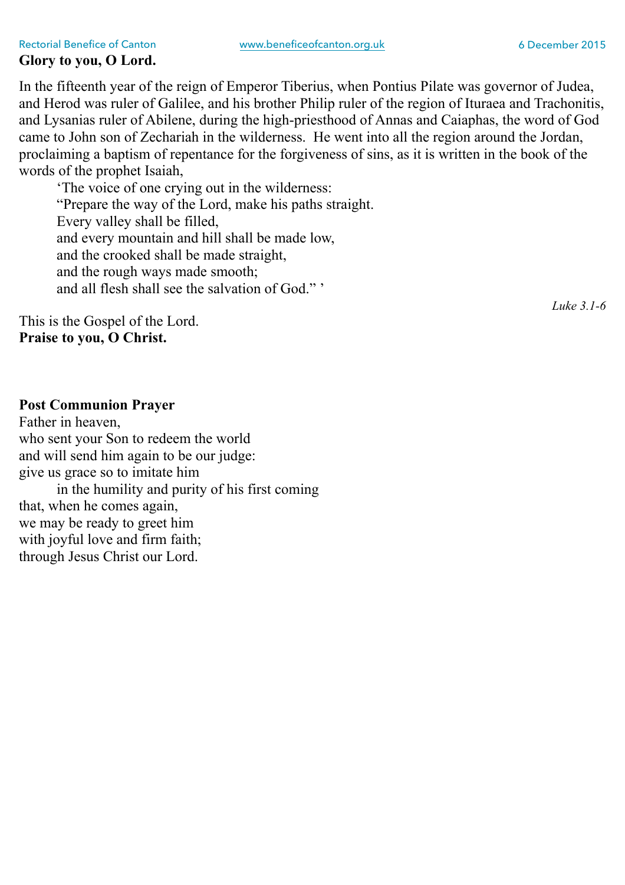**Glory to you, O Lord.**

In the fifteenth year of the reign of Emperor Tiberius, when Pontius Pilate was governor of Judea, and Herod was ruler of Galilee, and his brother Philip ruler of the region of Ituraea and Trachonitis, and Lysanias ruler of Abilene, during the high-priesthood of Annas and Caiaphas, the word of God came to John son of Zechariah in the wilderness. He went into all the region around the Jordan, proclaiming a baptism of repentance for the forgiveness of sins, as it is written in the book of the words of the prophet Isaiah,

> ‘The voice of one crying out in the wilderness:
> “Prepare the way of the Lord, make his paths straight.
> Every valley shall be filled,
> and every mountain and hill shall be made low,
> and the crooked shall be made straight,
> and the rough ways made smooth;
> and all flesh shall see the salvation of God.” ’

*Luke 3.1-6*

This is the Gospel of the Lord.
**Praise to you, O Christ.**

**Post Communion Prayer**

Father in heaven,
who sent your Son to redeem the world
and will send him again to be our judge:
give us grace so to imitate him
  in the humility and purity of his first coming
that, when he comes again,
we may be ready to greet him
with joyful love and firm faith;
through Jesus Christ our Lord.